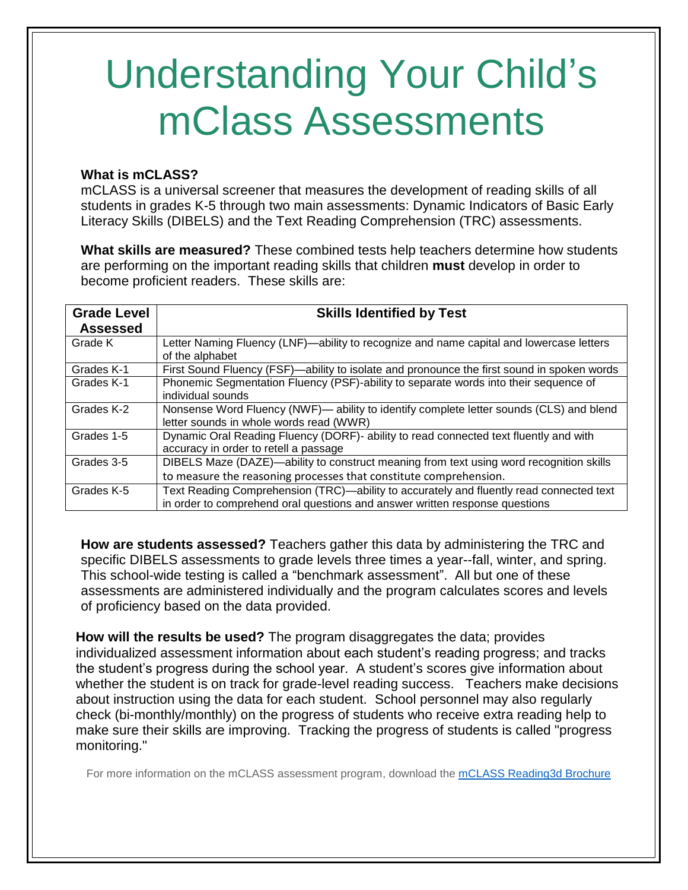# Understanding Your Child's mClass Assessments

**What is mCLASS?**
mCLASS is a universal screener that measures the development of reading skills of all students in grades K-5 through two main assessments: Dynamic Indicators of Basic Early Literacy Skills (DIBELS) and the Text Reading Comprehension (TRC) assessments.

**What skills are measured?** These combined tests help teachers determine how students are performing on the important reading skills that children **must** develop in order to become proficient readers. These skills are:

| Grade Level Assessed | Skills Identified by Test |
| --- | --- |
| Grade K | Letter Naming Fluency (LNF)—ability to recognize and name capital and lowercase letters of the alphabet |
| Grades K-1 | First Sound Fluency (FSF)—ability to isolate and pronounce the first sound in spoken words |
| Grades K-1 | Phonemic Segmentation Fluency (PSF)-ability to separate words into their sequence of individual sounds |
| Grades K-2 | Nonsense Word Fluency (NWF)— ability to identify complete letter sounds (CLS) and blend letter sounds in whole words read (WWR) |
| Grades 1-5 | Dynamic Oral Reading Fluency (DORF)- ability to read connected text fluently and with accuracy in order to retell a passage |
| Grades 3-5 | DIBELS Maze (DAZE)—ability to construct meaning from text using word recognition skills to measure the reasoning processes that constitute comprehension. |
| Grades K-5 | Text Reading Comprehension (TRC)—ability to accurately and fluently read connected text in order to comprehend oral questions and answer written response questions |

**How are students assessed?** Teachers gather this data by administering the TRC and specific DIBELS assessments to grade levels three times a year--fall, winter, and spring. This school-wide testing is called a "benchmark assessment". All but one of these assessments are administered individually and the program calculates scores and levels of proficiency based on the data provided.

**How will the results be used?** The program disaggregates the data; provides individualized assessment information about each student's reading progress; and tracks the student's progress during the school year. A student's scores give information about whether the student is on track for grade-level reading success. Teachers make decisions about instruction using the data for each student. School personnel may also regularly check (bi-monthly/monthly) on the progress of students who receive extra reading help to make sure their skills are improving. Tracking the progress of students is called "progress monitoring."

For more information on the mCLASS assessment program, download the [mCLASS Reading3d Brochure]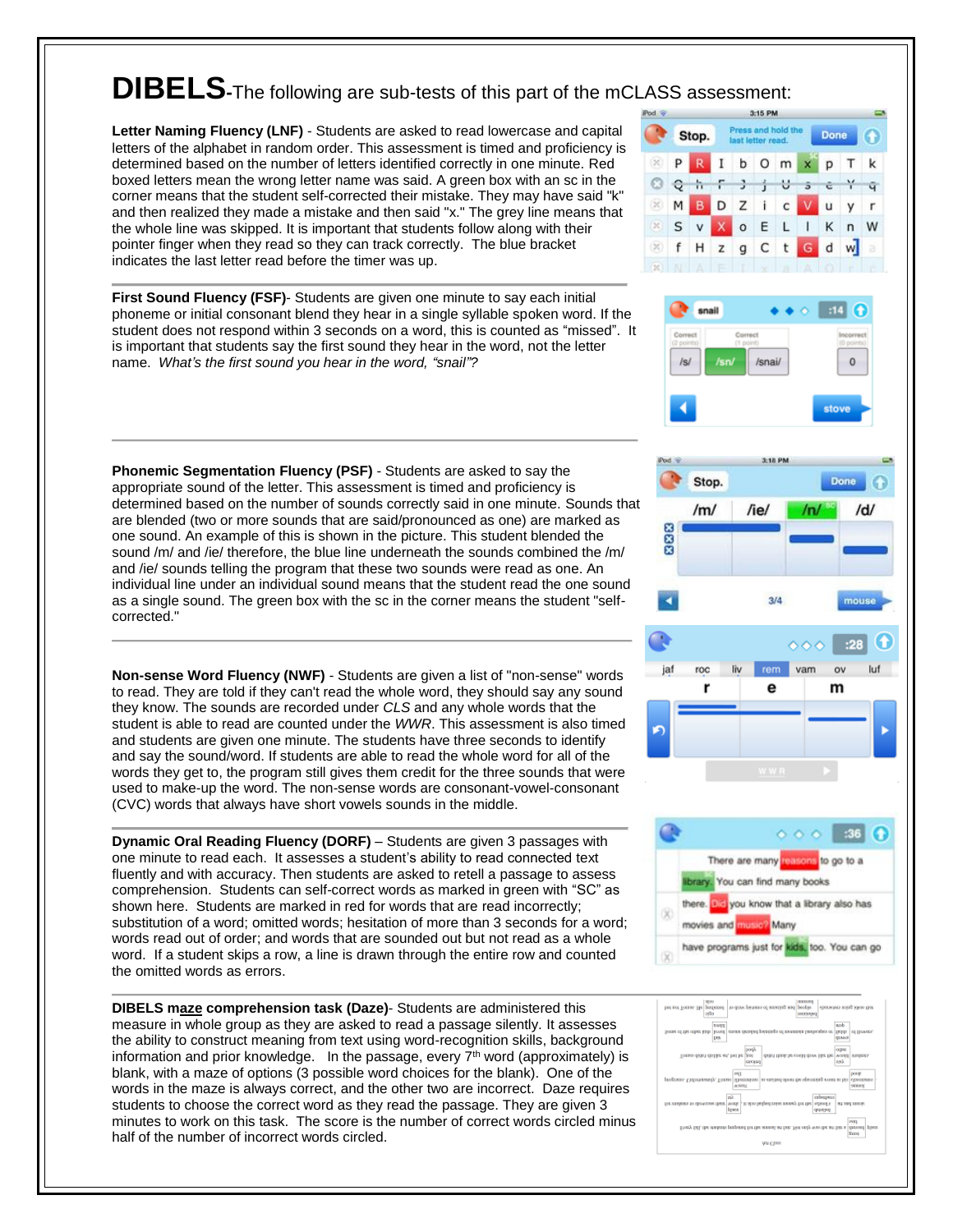# DIBELS-The following are sub-tests of this part of the mCLASS assessment:

**Letter Naming Fluency (LNF)** - Students are asked to read lowercase and capital letters of the alphabet in random order. This assessment is timed and proficiency is determined based on the number of letters identified correctly in one minute. Red boxed letters mean the wrong letter name was said. A green box with an sc in the corner means that the student self-corrected their mistake. They may have said "k" and then realized they made a mistake and then said "x." The grey line means that the whole line was skipped. It is important that students follow along with their pointer finger when they read so they can track correctly. The blue bracket indicates the last letter read before the timer was up.

---

**First Sound Fluency (FSF)**- Students are given one minute to say each initial phoneme or initial consonant blend they hear in a single syllable spoken word. If the student does not respond within 3 seconds on a word, this is counted as "missed". It is important that students say the first sound they hear in the word, not the letter name. *What's the first sound you hear in the word, "snail"?*

---

**Phonemic Segmentation Fluency (PSF)** - Students are asked to say the appropriate sound of the letter. This assessment is timed and proficiency is determined based on the number of sounds correctly said in one minute. Sounds that are blended (two or more sounds that are said/pronounced as one) are marked as one sound. An example of this is shown in the picture. This student blended the sound /m/ and /ie/ therefore, the blue line underneath the sounds combined the /m/ and /ie/ sounds telling the program that these two sounds were read as one. An individual line under an individual sound means that the student read the one sound as a single sound. The green box with the sc in the corner means the student "self-corrected."

---

**Non-sense Word Fluency (NWF)** - Students are given a list of "non-sense" words to read. They are told if they can't read the whole word, they should say any sound they know. The sounds are recorded under *CLS* and any whole words that the student is able to read are counted under the *WWR*. This assessment is also timed and students are given one minute. The students have three seconds to identify and say the sound/word. If students are able to read the whole word for all of the words they get to, the program still gives them credit for the three sounds that were used to make-up the word. The non-sense words are consonant-vowel-consonant (CVC) words that always have short vowels sounds in the middle.

---

**Dynamic Oral Reading Fluency (DORF)** – Students are given 3 passages with one minute to read each. It assesses a student's ability to read connected text fluently and with accuracy. Then students are asked to retell a passage to assess comprehension. Students can self-correct words as marked in green with "SC" as shown here. Students are marked in red for words that are read incorrectly; substitution of a word; omitted words; hesitation of more than 3 seconds for a word; words read out of order; and words that are sounded out but not read as a whole word. If a student skips a row, a line is drawn through the entire row and counted the omitted words as errors.

---

**DIBELS maze comprehension task (Daze)**- Students are administered this measure in whole group as they are asked to read a passage silently. It assesses the ability to construct meaning from text using word-recognition skills, background information and prior knowledge. In the passage, every 7th word (approximately) is blank, with a maze of options (3 possible word choices for the blank). One of the words in the maze is always correct, and the other two are incorrect. Daze requires students to choose the correct word as they read the passage. They are given 3 minutes to work on this task. The score is the number of correct words circled minus half of the number of incorrect words circled.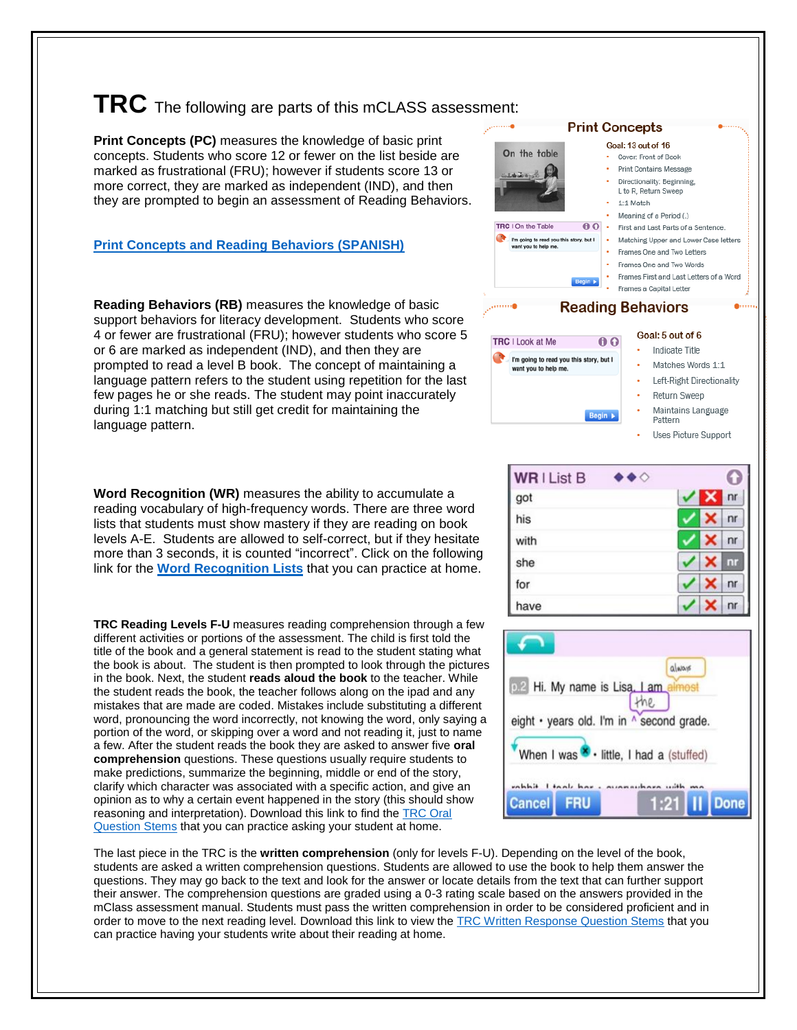# TRC The following are parts of this mCLASS assessment:

**Print Concepts (PC)** measures the knowledge of basic print concepts. Students who score 12 or fewer on the list beside are marked as frustrational (FRU); however if students score 13 or more correct, they are marked as independent (IND), and then they are prompted to begin an assessment of Reading Behaviors.

**Print Concepts**

Goal: 13 out of 16

- Cover: Front of Book
- Print Contains Message
- Directionality: Beginning, L to R, Return Sweep
- 1:1 Match
- Meaning of a Period (.)
- First and Last Parts of a Sentence.
- Matching Upper and Lower Case letters
- Frames One and Two Letters
- Frames One and Two Words
- Frames First and Last Letters of a Word
- Frames a Capital Letter

[Print Concepts and Reading Behaviors (SPANISH)]

**Reading Behaviors (RB)** measures the knowledge of basic support behaviors for literacy development. Students who score 4 or fewer are frustrational (FRU); however students who score 5 or 6 are marked as independent (IND), and then they are prompted to read a level B book. The concept of maintaining a language pattern refers to the student using repetition for the last few pages he or she reads. The student may point inaccurately during 1:1 matching but still get credit for maintaining the language pattern.

**Reading Behaviors**

Goal: 5 out of 6

- Indicate Title
- Matches Words 1:1
- Left-Right Directionality
- Return Sweep
- Maintains Language Pattern
- Uses Picture Support

**Word Recognition (WR)** measures the ability to accumulate a reading vocabulary of high-frequency words. There are three word lists that students must show mastery if they are reading on book levels A-E. Students are allowed to self-correct, but if they hesitate more than 3 seconds, it is counted "incorrect". Click on the following link for the [Word Recognition Lists] that you can practice at home.

**TRC Reading Levels F-U** measures reading comprehension through a few different activities or portions of the assessment. The child is first told the title of the book and a general statement is read to the student stating what the book is about. The student is then prompted to look through the pictures in the book. Next, the student **reads aloud the book** to the teacher. While the student reads the book, the teacher follows along on the ipad and any mistakes that are made are coded. Mistakes include substituting a different word, pronouncing the word incorrectly, not knowing the word, only saying a portion of the word, or skipping over a word and not reading it, just to name a few. After the student reads the book they are asked to answer five **oral comprehension** questions. These questions usually require students to make predictions, summarize the beginning, middle or end of the story, clarify which character was associated with a specific action, and give an opinion as to why a certain event happened in the story (this should show reasoning and interpretation). Download this link to find the [TRC Oral Question Stems] that you can practice asking your student at home.

The last piece in the TRC is the **written comprehension** (only for levels F-U). Depending on the level of the book, students are asked a written comprehension questions. Students are allowed to use the book to help them answer the questions. They may go back to the text and look for the answer or locate details from the text that can further support their answer. The comprehension questions are graded using a 0-3 rating scale based on the answers provided in the mClass assessment manual. Students must pass the written comprehension in order to be considered proficient and in order to move to the next reading level. Download this link to view the [TRC Written Response Question Stems] that you can practice having your students write about their reading at home.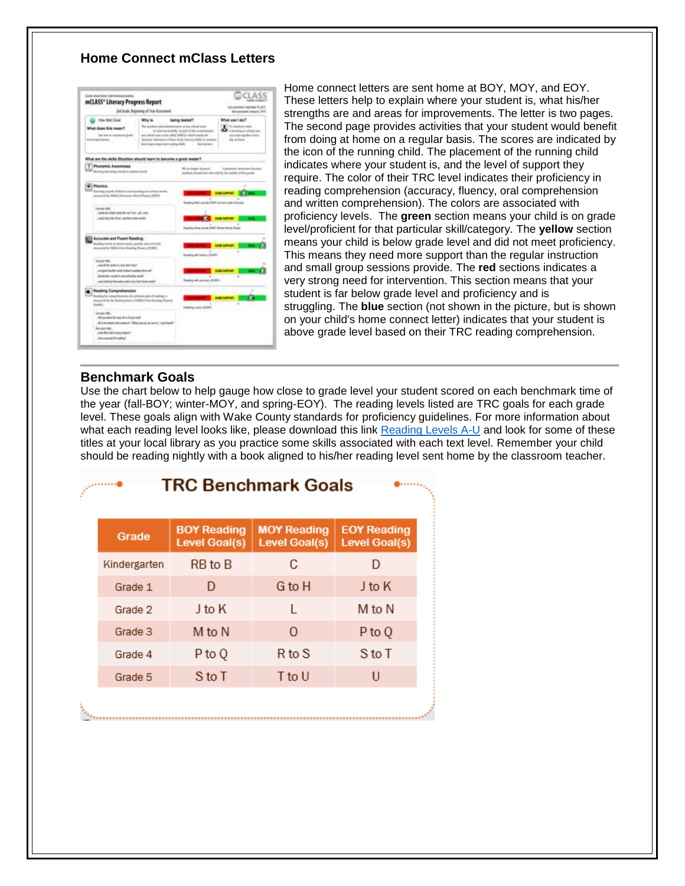## Home Connect mClass Letters

Home connect letters are sent home at BOY, MOY, and EOY. These letters help to explain where your student is, what his/her strengths are and areas for improvements. The letter is two pages. The second page provides activities that your student would benefit from doing at home on a regular basis. The scores are indicated by the icon of the running child. The placement of the running child indicates where your student is, and the level of support they require. The color of their TRC level indicates their proficiency in reading comprehension (accuracy, fluency, oral comprehension and written comprehension). The colors are associated with proficiency levels. The **green** section means your child is on grade level/proficient for that particular skill/category. The **yellow** section means your child is below grade level and did not meet proficiency. This means they need more support than the regular instruction and small group sessions provide. The **red** sections indicates a very strong need for intervention. This section means that your student is far below grade level and proficiency and is struggling. The **blue** section (not shown in the picture, but is shown on your child's home connect letter) indicates that your student is above grade level based on their TRC reading comprehension.

## Benchmark Goals

Use the chart below to help gauge how close to grade level your student scored on each benchmark time of the year (fall-BOY; winter-MOY, and spring-EOY). The reading levels listed are TRC goals for each grade level. These goals align with Wake County standards for proficiency guidelines. For more information about what each reading level looks like, please download this link [Reading Levels A-U] and look for some of these titles at your local library as you practice some skills associated with each text level. Remember your child should be reading nightly with a book aligned to his/her reading level sent home by the classroom teacher.

### TRC Benchmark Goals

| Grade | BOY Reading Level Goal(s) | MOY Reading Level Goal(s) | EOY Reading Level Goal(s) |
|---|---|---|---|
| Kindergarten | RB to B | C | D |
| Grade 1 | D | G to H | J to K |
| Grade 2 | J to K | L | M to N |
| Grade 3 | M to N | O | P to Q |
| Grade 4 | P to Q | R to S | S to T |
| Grade 5 | S to T | T to U | U |